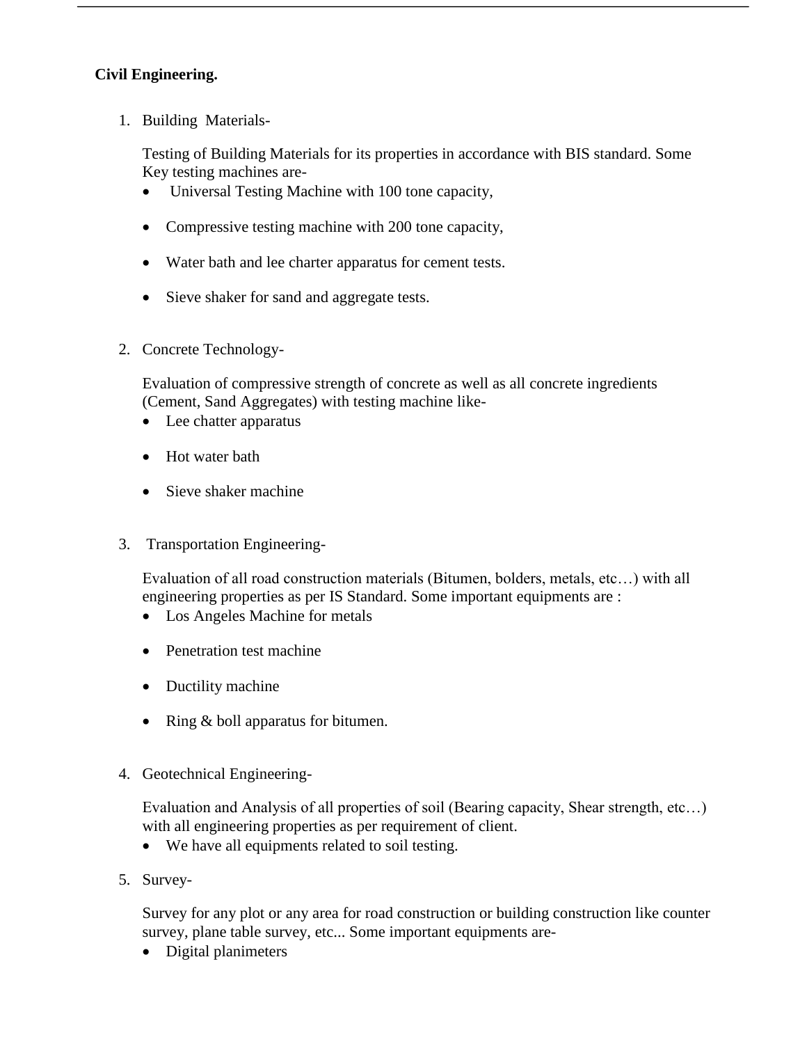**Civil Engineering.**

1. Building Materials-

   Testing of Building Materials for its properties in accordance with BIS standard. Some Key testing machines are-

   - Universal Testing Machine with 100 tone capacity,
   - Compressive testing machine with 200 tone capacity,
   - Water bath and lee charter apparatus for cement tests.
   - Sieve shaker for sand and aggregate tests.

2. Concrete Technology-

   Evaluation of compressive strength of concrete as well as all concrete ingredients (Cement, Sand Aggregates) with testing machine like-

   - Lee chatter apparatus
   - Hot water bath
   - Sieve shaker machine

3. Transportation Engineering-

   Evaluation of all road construction materials (Bitumen, bolders, metals, etc…) with all engineering properties as per IS Standard. Some important equipments are :

   - Los Angeles Machine for metals
   - Penetration test machine
   - Ductility machine
   - Ring & boll apparatus for bitumen.

4. Geotechnical Engineering-

   Evaluation and Analysis of all properties of soil (Bearing capacity, Shear strength, etc…) with all engineering properties as per requirement of client.

   - We have all equipments related to soil testing.

5. Survey-

   Survey for any plot or any area for road construction or building construction like counter survey, plane table survey, etc... Some important equipments are-

   - Digital planimeters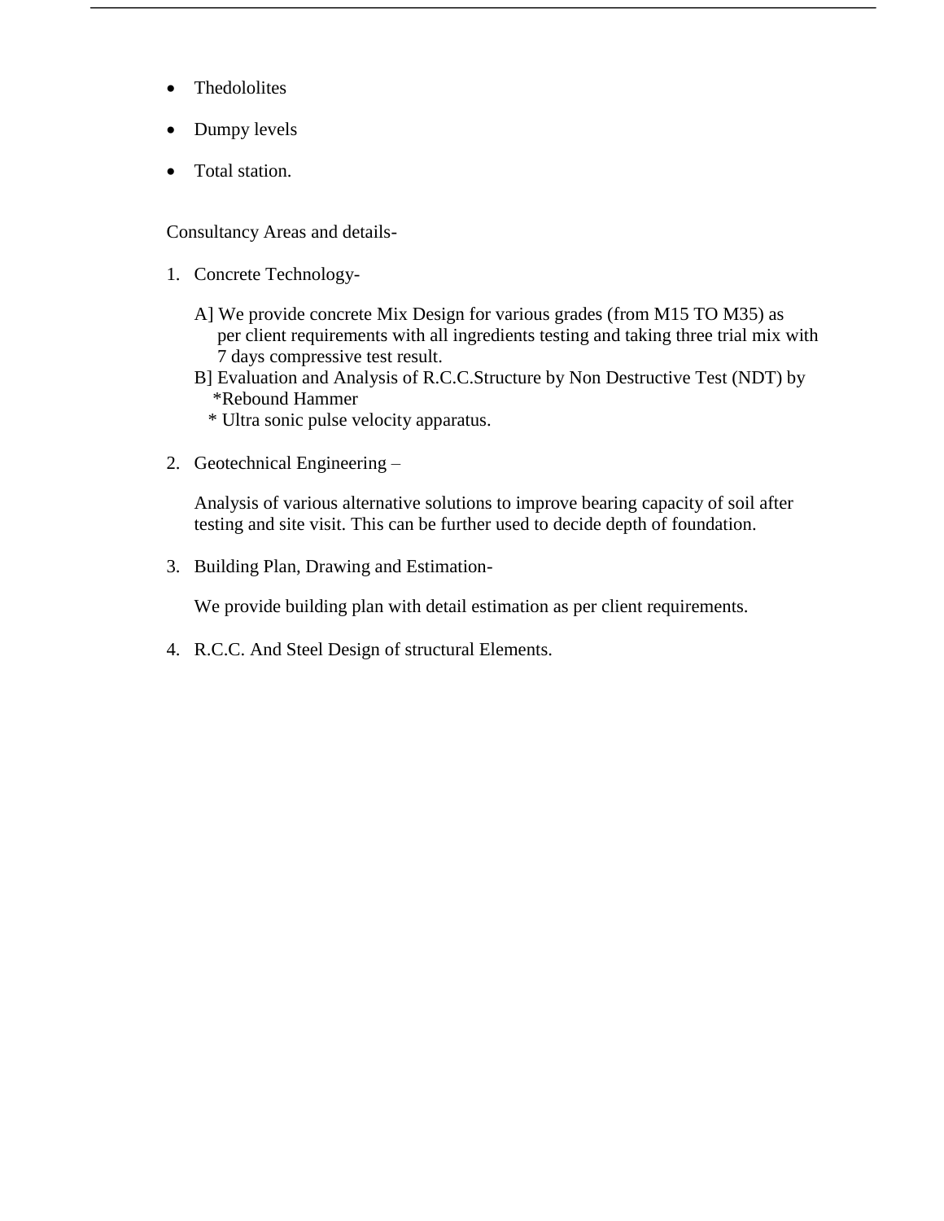- Thedololites
- Dumpy levels
- Total station.

Consultancy Areas and details-

1. Concrete Technology-

   A] We provide concrete Mix Design for various grades (from M15 TO M35) as per client requirements with all ingredients testing and taking three trial mix with 7 days compressive test result.
   B] Evaluation and Analysis of R.C.C.Structure by Non Destructive Test (NDT) by
   *Rebound Hammer
   * Ultra sonic pulse velocity apparatus.

2. Geotechnical Engineering –

   Analysis of various alternative solutions to improve bearing capacity of soil after testing and site visit. This can be further used to decide depth of foundation.

3. Building Plan, Drawing and Estimation-

   We provide building plan with detail estimation as per client requirements.

4. R.C.C. And Steel Design of structural Elements.